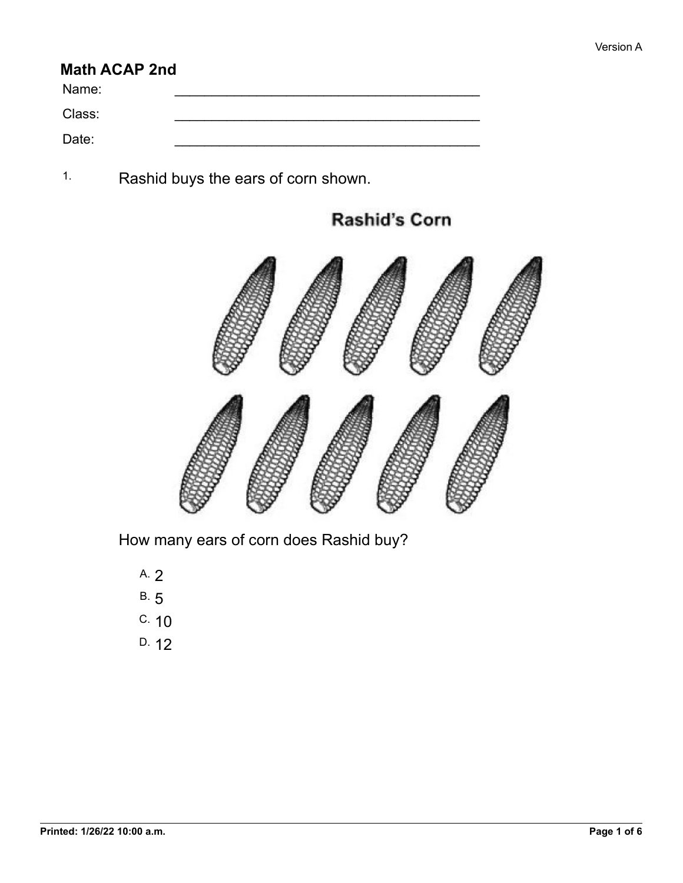Version A

# Math ACAP 2nd

Name: ________________________________________

Class: ________________________________________

Date: ________________________________________

1. Rashid buys the ears of corn shown.

**Rashid's Corn**

How many ears of corn does Rashid buy?

A. 2

B. 5

C. 10

D. 12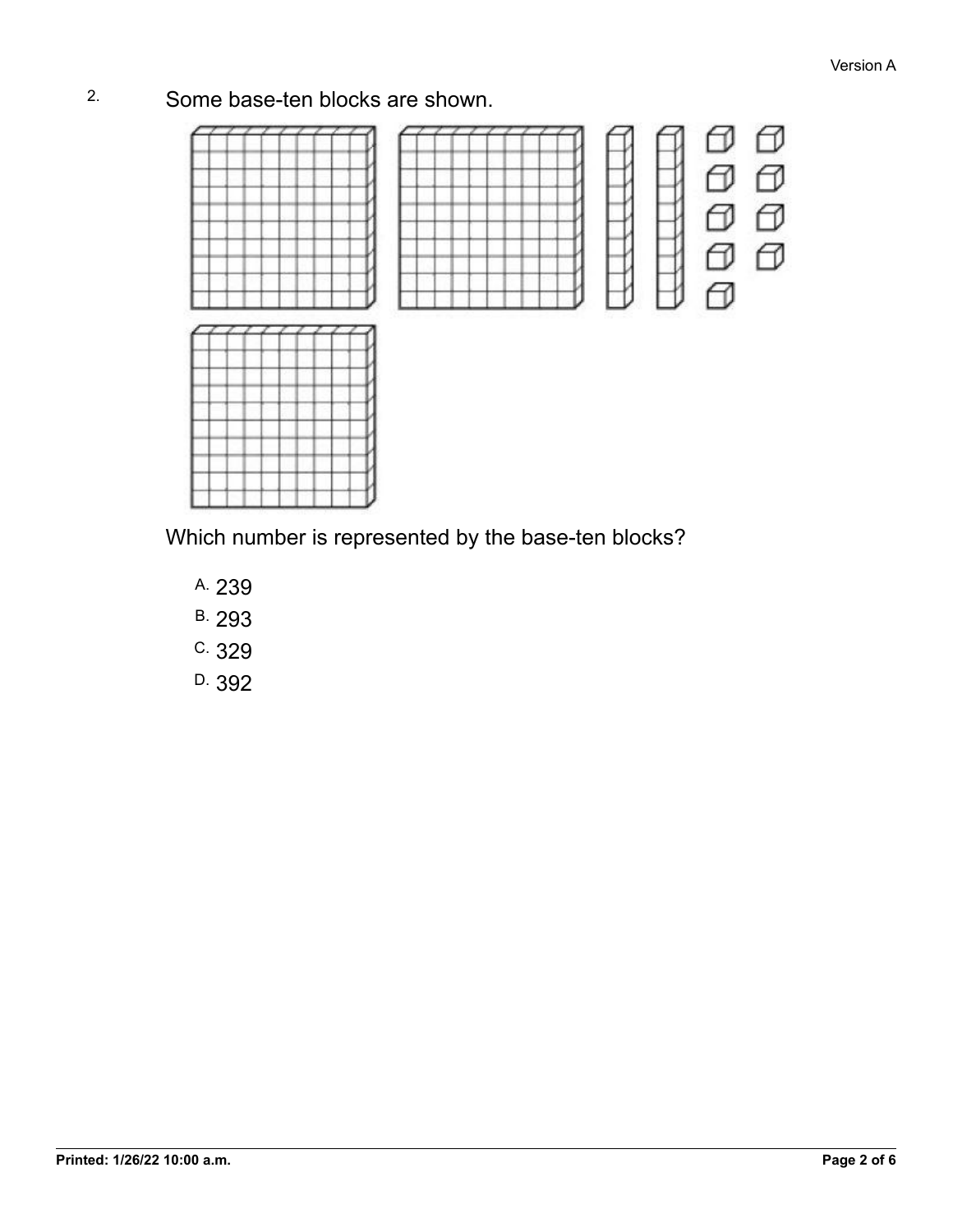2. Some base-ten blocks are shown.

Which number is represented by the base-ten blocks?

A. 239

B. 293

C. 329

D. 392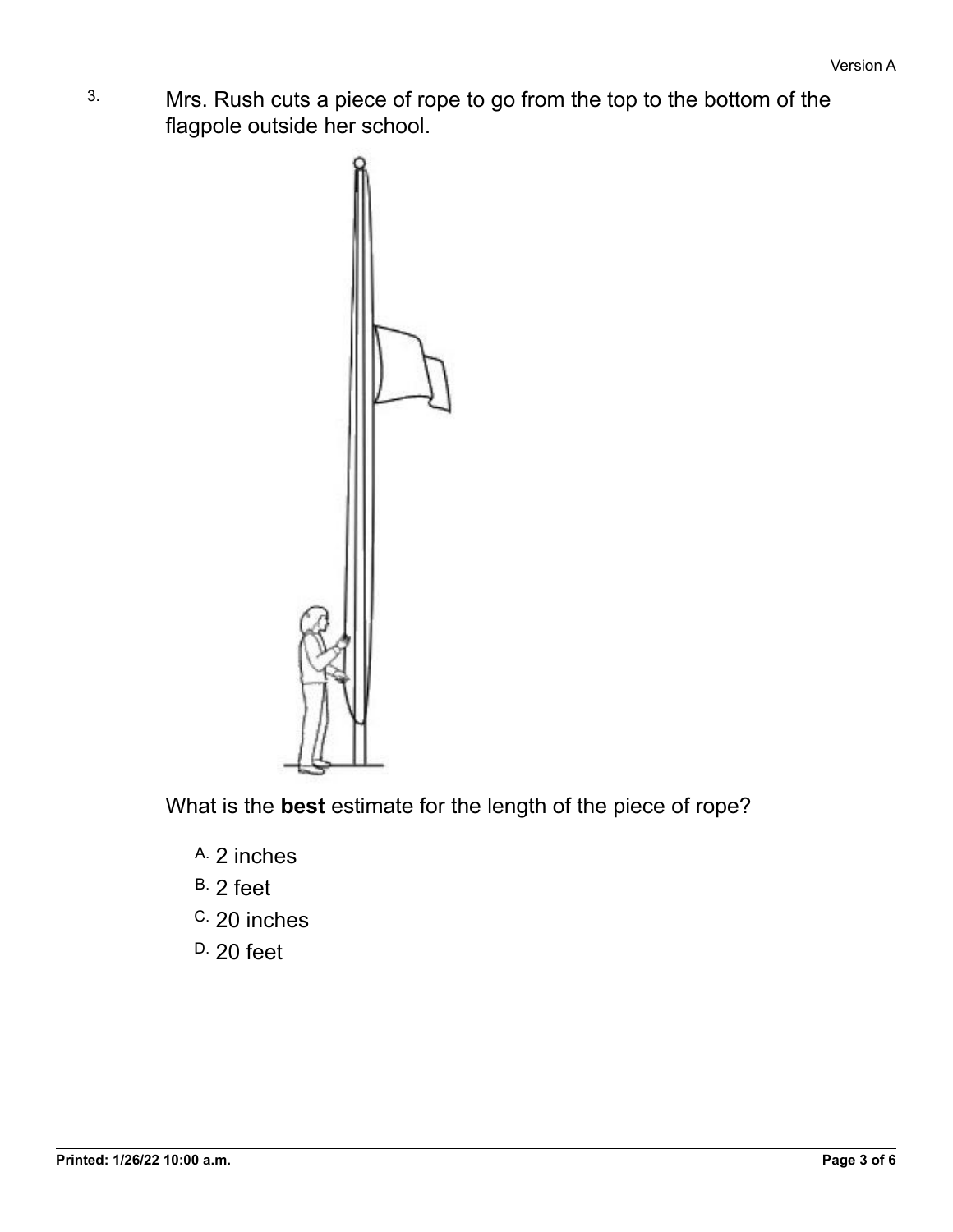3. Mrs. Rush cuts a piece of rope to go from the top to the bottom of the flagpole outside her school.

What is the **best** estimate for the length of the piece of rope?

A. 2 inches

B. 2 feet

C. 20 inches

D. 20 feet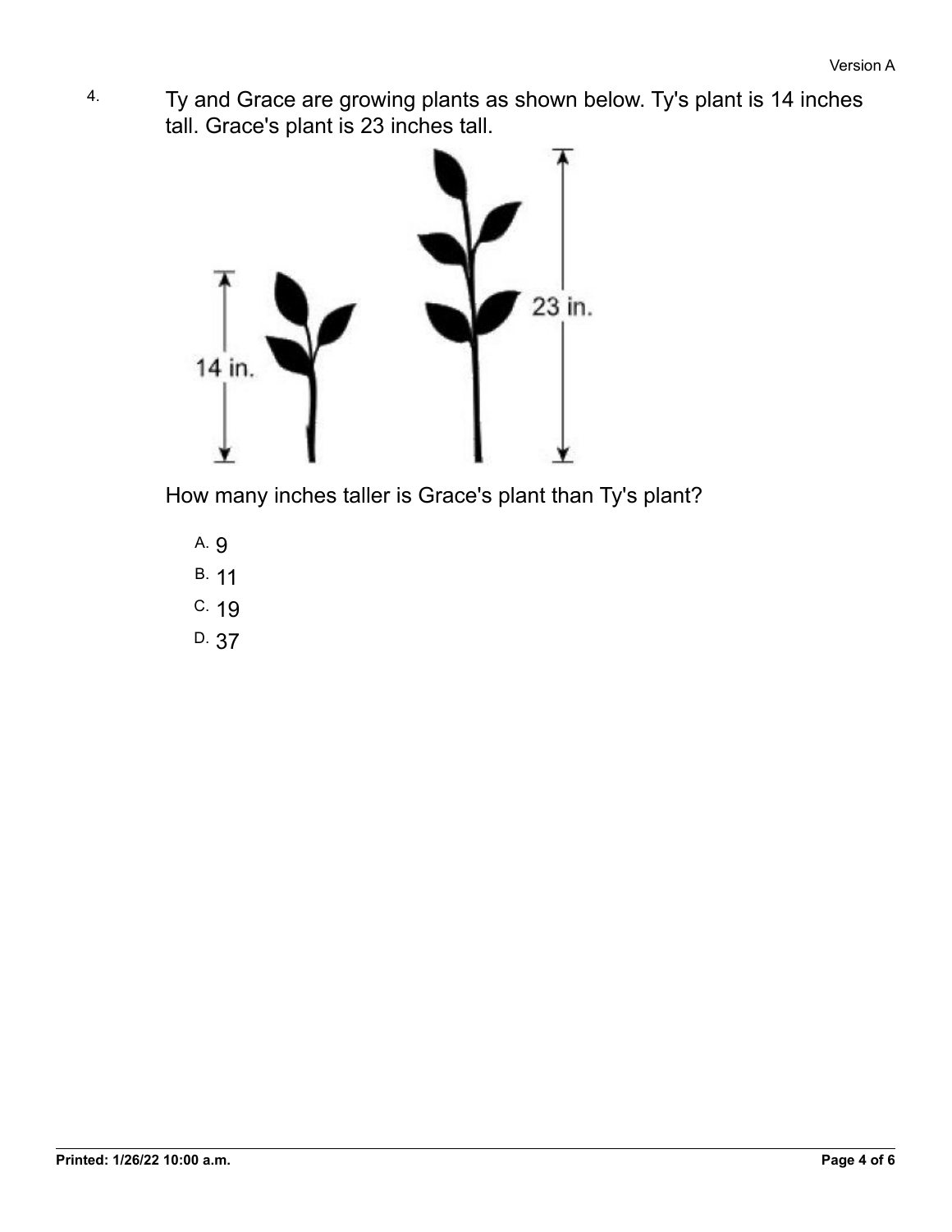4. Ty and Grace are growing plants as shown below. Ty's plant is 14 inches tall. Grace's plant is 23 inches tall.

How many inches taller is Grace's plant than Ty's plant?

A. 9

B. 11

C. 19

D. 37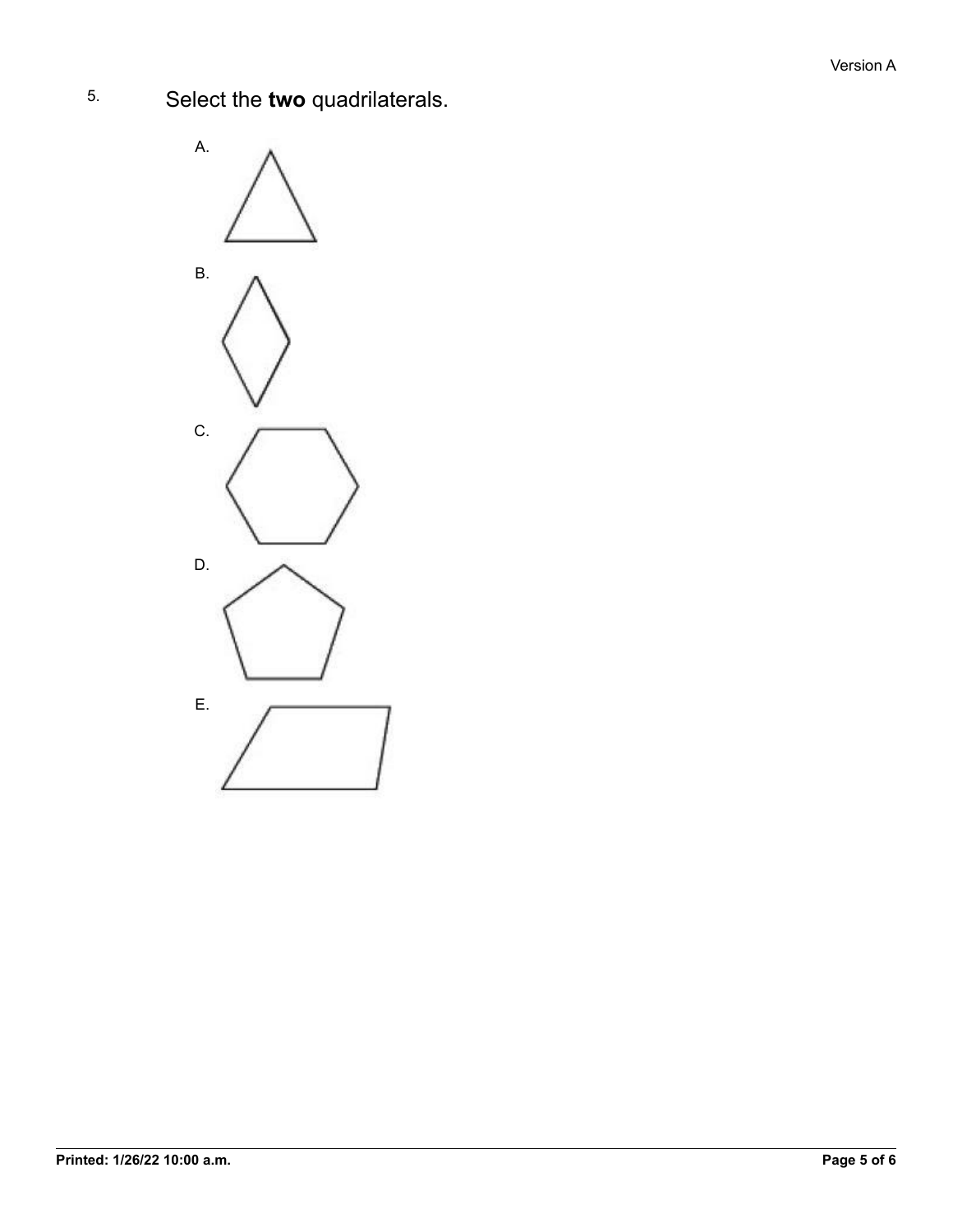5. Select the **two** quadrilaterals.

A.

B.

C.

D.

E.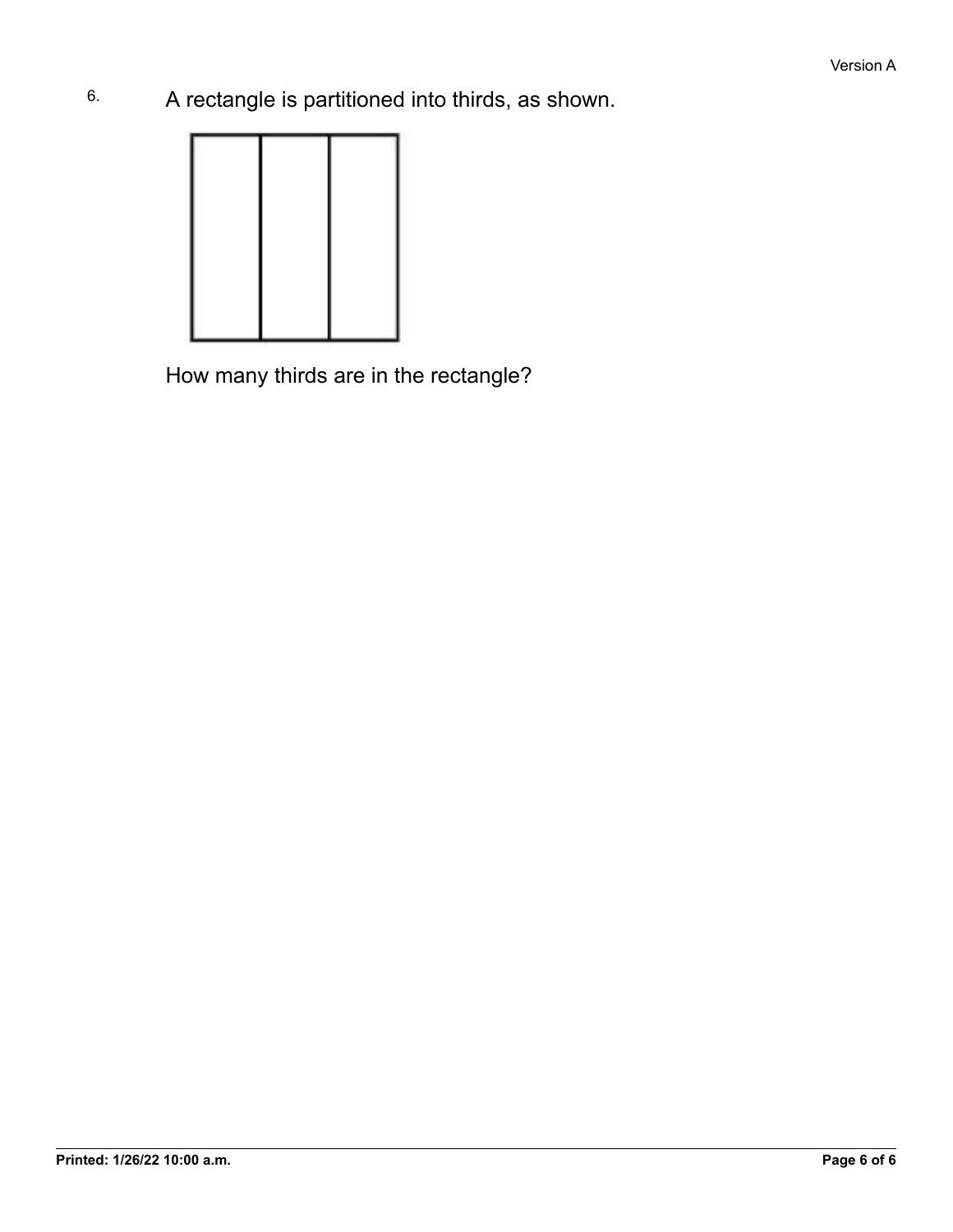6. A rectangle is partitioned into thirds, as shown.

How many thirds are in the rectangle?